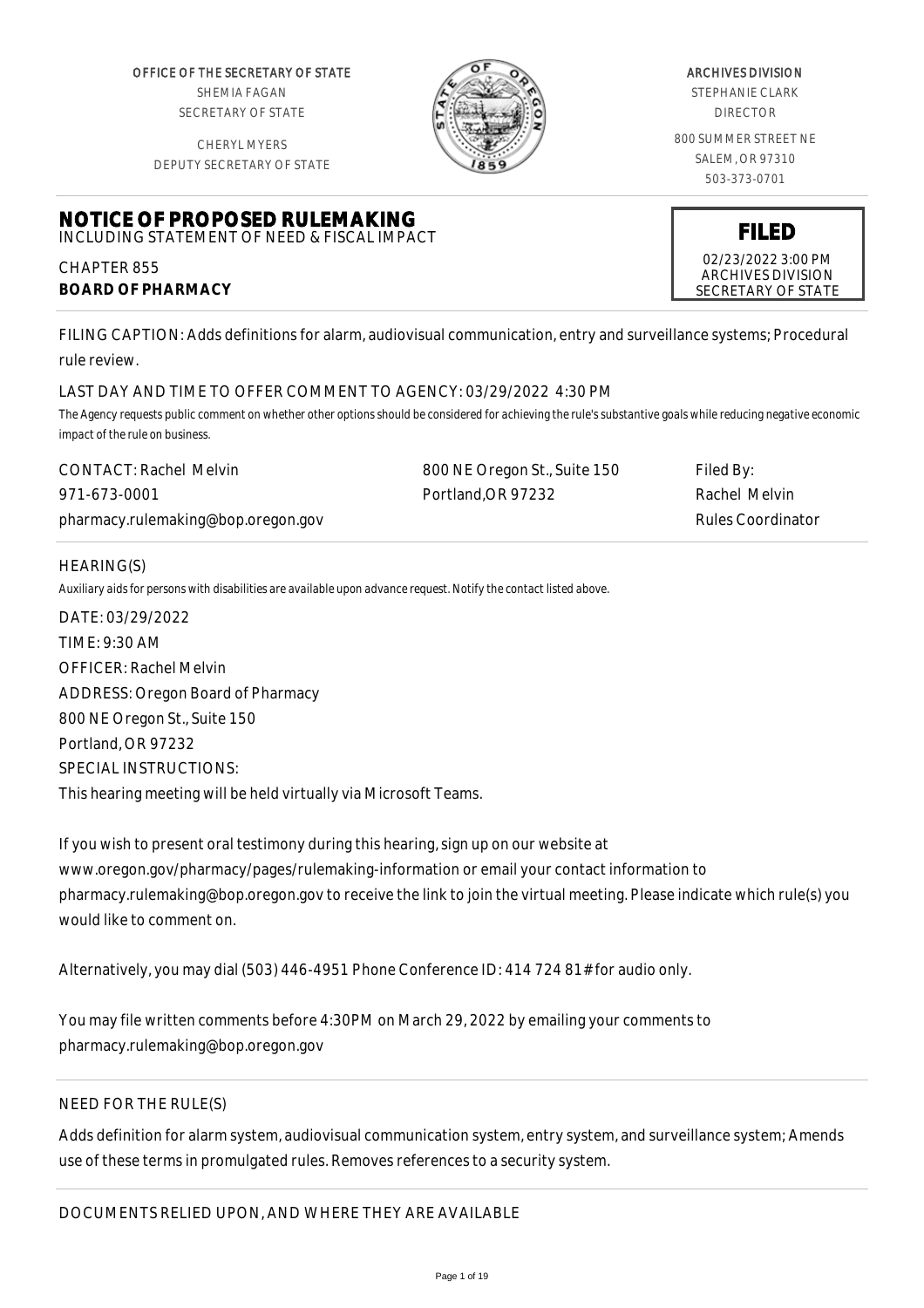OFFICE OF THE SECRETARY OF STATE
SHEMIA FAGAN
SECRETARY OF STATE

CHERYL MYERS
DEPUTY SECRETARY OF STATE

ARCHIVES DIVISION
STEPHANIE CLARK
DIRECTOR

800 SUMMER STREET NE
SALEM, OR 97310
503-373-0701

# NOTICE OF PROPOSED RULEMAKING

INCLUDING STATEMENT OF NEED & FISCAL IMPACT

**FILED**
02/23/2022 3:00 PM
ARCHIVES DIVISION
SECRETARY OF STATE

CHAPTER 855
**BOARD OF PHARMACY**

FILING CAPTION: Adds definitions for alarm, audiovisual communication, entry and surveillance systems; Procedural rule review.

LAST DAY AND TIME TO OFFER COMMENT TO AGENCY: 03/29/2022 4:30 PM

*The Agency requests public comment on whether other options should be considered for achieving the rule's substantive goals while reducing negative economic impact of the rule on business.*

| CONTACT: Rachel Melvin | 800 NE Oregon St., Suite 150 | Filed By: |
|---|---|---|
| 971-673-0001 | Portland,OR 97232 | Rachel Melvin |
| pharmacy.rulemaking@bop.oregon.gov | | Rules Coordinator |

HEARING(S)

*Auxiliary aids for persons with disabilities are available upon advance request. Notify the contact listed above.*

DATE: 03/29/2022
TIME: 9:30 AM
OFFICER: Rachel Melvin
ADDRESS: Oregon Board of Pharmacy
800 NE Oregon St., Suite 150
Portland, OR 97232
SPECIAL INSTRUCTIONS:
This hearing meeting will be held virtually via Microsoft Teams.

If you wish to present oral testimony during this hearing, sign up on our website at www.oregon.gov/pharmacy/pages/rulemaking-information or email your contact information to pharmacy.rulemaking@bop.oregon.gov to receive the link to join the virtual meeting. Please indicate which rule(s) you would like to comment on.

Alternatively, you may dial (503) 446-4951 Phone Conference ID: 414 724 81# for audio only.

You may file written comments before 4:30PM on March 29, 2022 by emailing your comments to pharmacy.rulemaking@bop.oregon.gov

NEED FOR THE RULE(S)

Adds definition for alarm system, audiovisual communication system, entry system, and surveillance system; Amends use of these terms in promulgated rules. Removes references to a security system.

DOCUMENTS RELIED UPON, AND WHERE THEY ARE AVAILABLE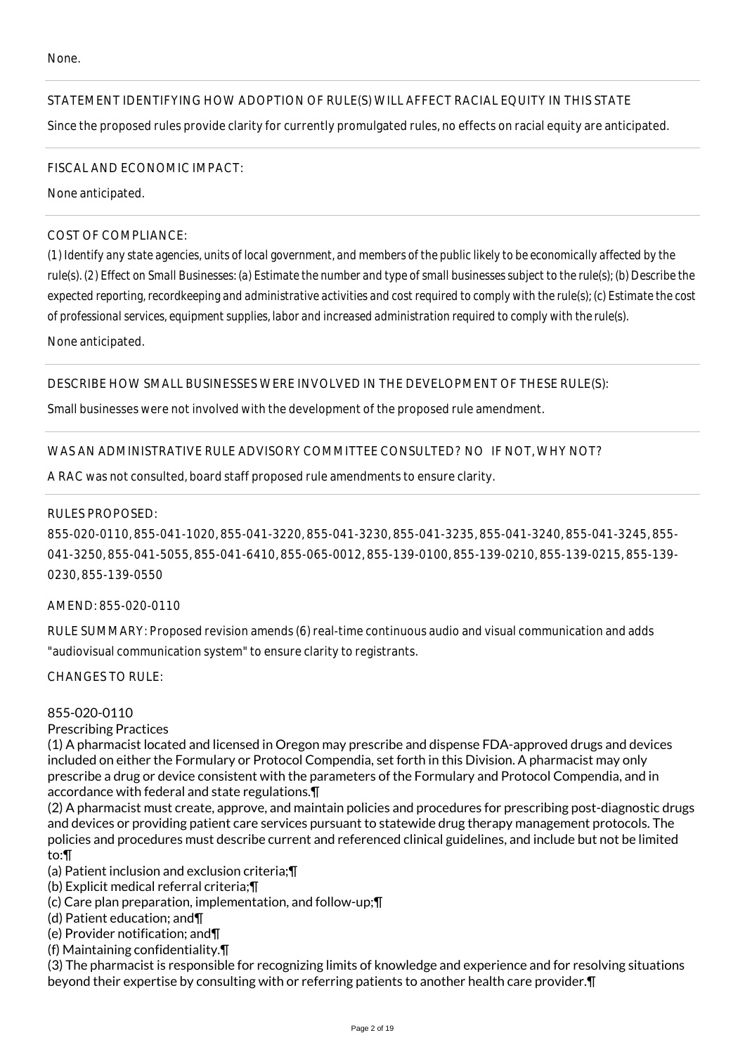None.

STATEMENT IDENTIFYING HOW ADOPTION OF RULE(S) WILL AFFECT RACIAL EQUITY IN THIS STATE

Since the proposed rules provide clarity for currently promulgated rules, no effects on racial equity are anticipated.

FISCAL AND ECONOMIC IMPACT:

None anticipated.

COST OF COMPLIANCE:

*(1) Identify any state agencies, units of local government, and members of the public likely to be economically affected by the rule(s). (2) Effect on Small Businesses: (a) Estimate the number and type of small businesses subject to the rule(s); (b) Describe the expected reporting, recordkeeping and administrative activities and cost required to comply with the rule(s); (c) Estimate the cost of professional services, equipment supplies, labor and increased administration required to comply with the rule(s).*

None anticipated.

DESCRIBE HOW SMALL BUSINESSES WERE INVOLVED IN THE DEVELOPMENT OF THESE RULE(S):

Small businesses were not involved with the development of the proposed rule amendment.

WAS AN ADMINISTRATIVE RULE ADVISORY COMMITTEE CONSULTED? NO IF NOT, WHY NOT?

A RAC was not consulted, board staff proposed rule amendments to ensure clarity.

RULES PROPOSED:

855-020-0110, 855-041-1020, 855-041-3220, 855-041-3230, 855-041-3235, 855-041-3240, 855-041-3245, 855-041-3250, 855-041-5055, 855-041-6410, 855-065-0012, 855-139-0100, 855-139-0210, 855-139-0215, 855-139-0230, 855-139-0550

AMEND: 855-020-0110

RULE SUMMARY: Proposed revision amends (6) real-time continuous audio and visual communication and adds "audiovisual communication system" to ensure clarity to registrants.

CHANGES TO RULE:

855-020-0110
Prescribing Practices

(1) A pharmacist located and licensed in Oregon may prescribe and dispense FDA-approved drugs and devices included on either the Formulary or Protocol Compendia, set forth in this Division. A pharmacist may only prescribe a drug or device consistent with the parameters of the Formulary and Protocol Compendia, and in accordance with federal and state regulations.¶
(2) A pharmacist must create, approve, and maintain policies and procedures for prescribing post-diagnostic drugs and devices or providing patient care services pursuant to statewide drug therapy management protocols. The policies and procedures must describe current and referenced clinical guidelines, and include but not be limited to:¶
(a) Patient inclusion and exclusion criteria;¶
(b) Explicit medical referral criteria;¶
(c) Care plan preparation, implementation, and follow-up;¶
(d) Patient education; and¶
(e) Provider notification; and¶
(f) Maintaining confidentiality.¶
(3) The pharmacist is responsible for recognizing limits of knowledge and experience and for resolving situations beyond their expertise by consulting with or referring patients to another health care provider.¶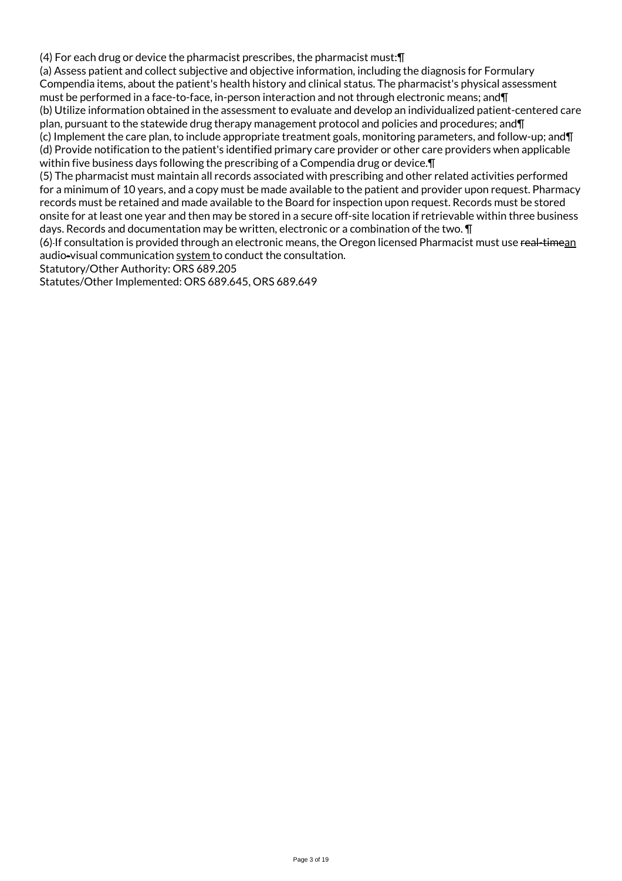(4) For each drug or device the pharmacist prescribes, the pharmacist must:¶

(a) Assess patient and collect subjective and objective information, including the diagnosis for Formulary Compendia items, about the patient's health history and clinical status. The pharmacist's physical assessment must be performed in a face-to-face, in-person interaction and not through electronic means; and¶

(b) Utilize information obtained in the assessment to evaluate and develop an individualized patient-centered care plan, pursuant to the statewide drug therapy management protocol and policies and procedures; and¶

(c) Implement the care plan, to include appropriate treatment goals, monitoring parameters, and follow-up; and¶

(d) Provide notification to the patient's identified primary care provider or other care providers when applicable within five business days following the prescribing of a Compendia drug or device.¶

(5) The pharmacist must maintain all records associated with prescribing and other related activities performed for a minimum of 10 years, and a copy must be made available to the patient and provider upon request. Pharmacy records must be retained and made available to the Board for inspection upon request. Records must be stored onsite for at least one year and then may be stored in a secure off-site location if retrievable within three business days. Records and documentation may be written, electronic or a combination of the two. ¶

(6) If consultation is provided through an electronic means, the Oregon licensed Pharmacist must use ~~real-time~~an audio-visual communication system to conduct the consultation.

Statutory/Other Authority: ORS 689.205

Statutes/Other Implemented: ORS 689.645, ORS 689.649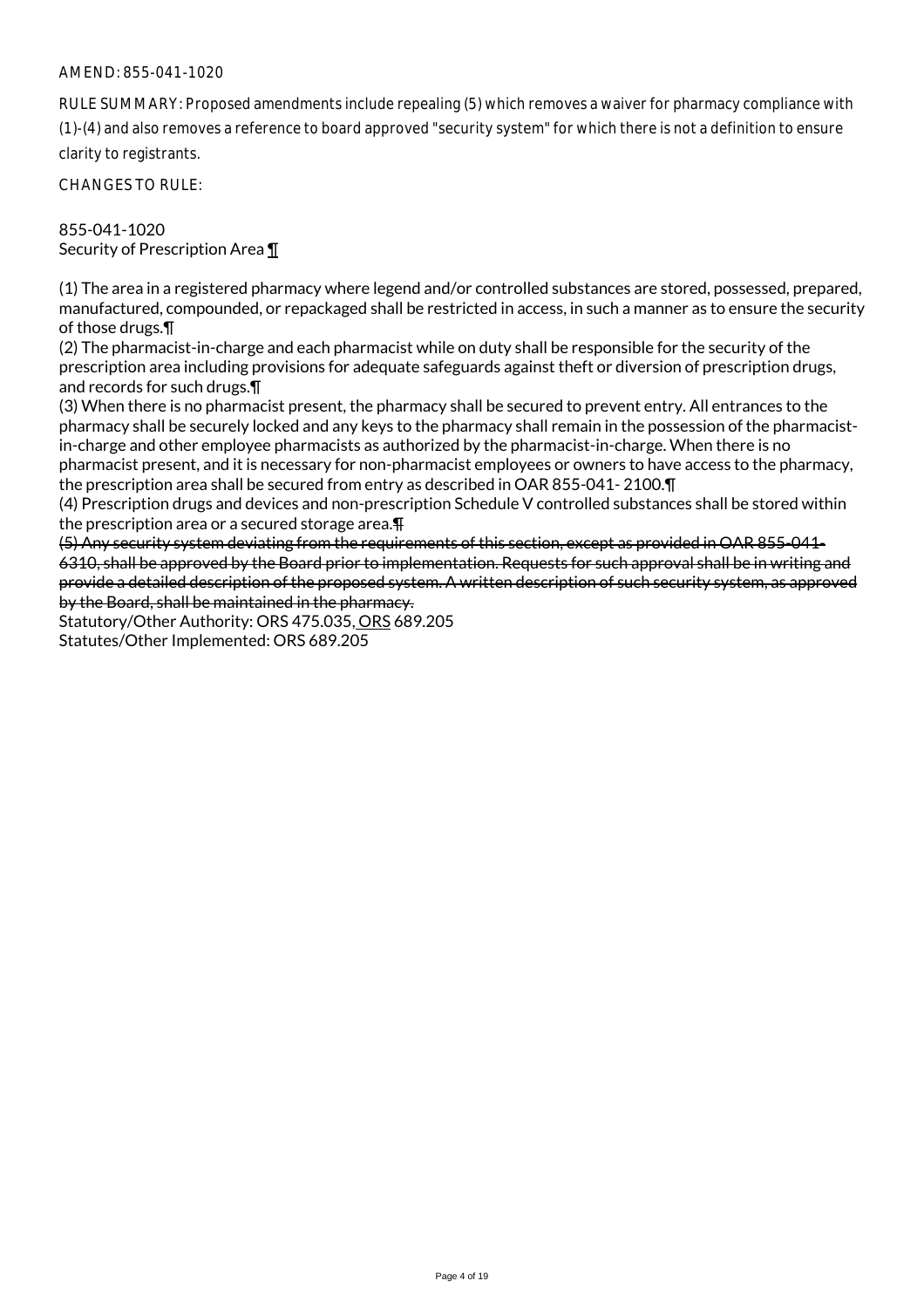AMEND: 855-041-1020

RULE SUMMARY: Proposed amendments include repealing (5) which removes a waiver for pharmacy compliance with (1)-(4) and also removes a reference to board approved "security system" for which there is not a definition to ensure clarity to registrants.

CHANGES TO RULE:

855-041-1020
Security of Prescription Area ¶

(1) The area in a registered pharmacy where legend and/or controlled substances are stored, possessed, prepared, manufactured, compounded, or repackaged shall be restricted in access, in such a manner as to ensure the security of those drugs.¶
(2) The pharmacist-in-charge and each pharmacist while on duty shall be responsible for the security of the prescription area including provisions for adequate safeguards against theft or diversion of prescription drugs, and records for such drugs.¶
(3) When there is no pharmacist present, the pharmacy shall be secured to prevent entry. All entrances to the pharmacy shall be securely locked and any keys to the pharmacy shall remain in the possession of the pharmacist-in-charge and other employee pharmacists as authorized by the pharmacist-in-charge. When there is no pharmacist present, and it is necessary for non-pharmacist employees or owners to have access to the pharmacy, the prescription area shall be secured from entry as described in OAR 855-041- 2100.¶
(4) Prescription drugs and devices and non-prescription Schedule V controlled substances shall be stored within the prescription area or a secured storage area.~~¶~~
~~(5) Any security system deviating from the requirements of this section, except as provided in OAR 855-041-6310, shall be approved by the Board prior to implementation. Requests for such approval shall be in writing and provide a detailed description of the proposed system. A written description of such security system, as approved by the Board, shall be maintained in the pharmacy.~~
Statutory/Other Authority: ORS 475.035, ORS 689.205
Statutes/Other Implemented: ORS 689.205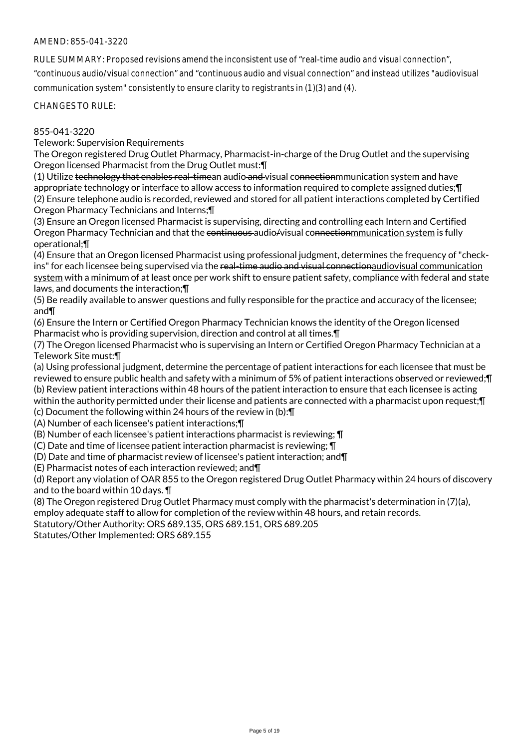AMEND: 855-041-3220

RULE SUMMARY: Proposed revisions amend the inconsistent use of "real-time audio and visual connection", "continuous audio/visual connection" and "continuous audio and visual connection" and instead utilizes "audiovisual communication system" consistently to ensure clarity to registrants in (1)(3) and (4).

CHANGES TO RULE:

855-041-3220
Telework: Supervision Requirements
The Oregon registered Drug Outlet Pharmacy, Pharmacist-in-charge of the Drug Outlet and the supervising Oregon licensed Pharmacist from the Drug Outlet must:¶
(1) Utilize ~~technology that enables real-time~~<u>an</u> audio~~ and~~ visual co~~nnection~~<u>mmunication system</u> and have appropriate technology or interface to allow access to information required to complete assigned duties;¶
(2) Ensure telephone audio is recorded, reviewed and stored for all patient interactions completed by Certified Oregon Pharmacy Technicians and Interns;¶
(3) Ensure an Oregon licensed Pharmacist is supervising, directing and controlling each Intern and Certified Oregon Pharmacy Technician and that the ~~continuous~~ audio~~/~~visual co~~nnection~~<u>mmunication system</u> is fully operational;¶
(4) Ensure that an Oregon licensed Pharmacist using professional judgment, determines the frequency of "check-ins" for each licensee being supervised via the ~~real-time audio and visual connection~~<u>audiovisual communication system</u> with a minimum of at least once per work shift to ensure patient safety, compliance with federal and state laws, and documents the interaction;¶
(5) Be readily available to answer questions and fully responsible for the practice and accuracy of the licensee; and¶
(6) Ensure the Intern or Certified Oregon Pharmacy Technician knows the identity of the Oregon licensed Pharmacist who is providing supervision, direction and control at all times.¶
(7) The Oregon licensed Pharmacist who is supervising an Intern or Certified Oregon Pharmacy Technician at a Telework Site must:¶
(a) Using professional judgment, determine the percentage of patient interactions for each licensee that must be reviewed to ensure public health and safety with a minimum of 5% of patient interactions observed or reviewed;¶
(b) Review patient interactions within 48 hours of the patient interaction to ensure that each licensee is acting within the authority permitted under their license and patients are connected with a pharmacist upon request;¶
(c) Document the following within 24 hours of the review in (b):¶
(A) Number of each licensee's patient interactions;¶
(B) Number of each licensee's patient interactions pharmacist is reviewing; ¶
(C) Date and time of licensee patient interaction pharmacist is reviewing; ¶
(D) Date and time of pharmacist review of licensee's patient interaction; and¶
(E) Pharmacist notes of each interaction reviewed; and¶
(d) Report any violation of OAR 855 to the Oregon registered Drug Outlet Pharmacy within 24 hours of discovery and to the board within 10 days. ¶
(8) The Oregon registered Drug Outlet Pharmacy must comply with the pharmacist's determination in (7)(a), employ adequate staff to allow for completion of the review within 48 hours, and retain records.
Statutory/Other Authority: ORS 689.135, ORS 689.151, ORS 689.205
Statutes/Other Implemented: ORS 689.155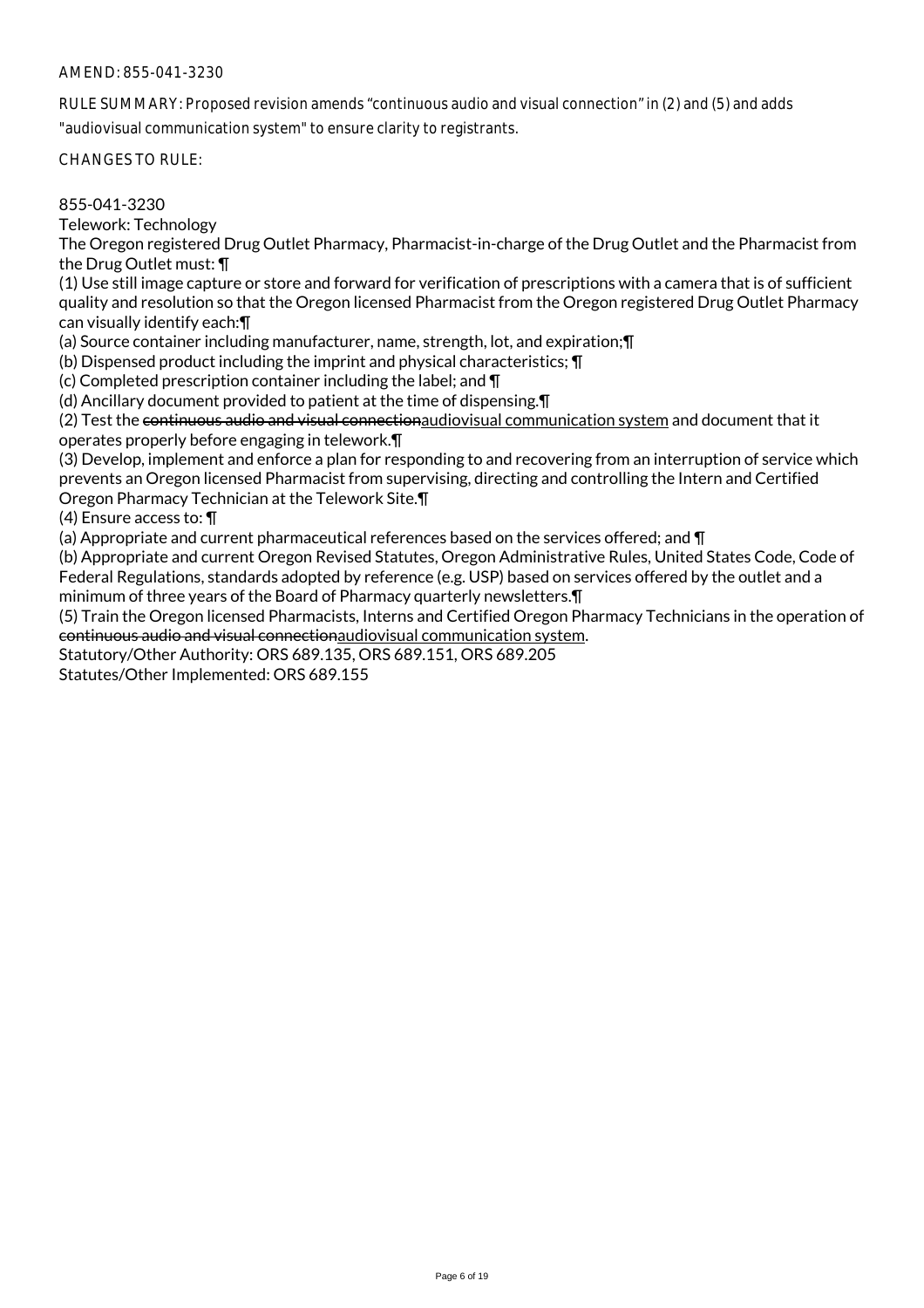AMEND: 855-041-3230

RULE SUMMARY: Proposed revision amends "continuous audio and visual connection" in (2) and (5) and adds "audiovisual communication system" to ensure clarity to registrants.

CHANGES TO RULE:

855-041-3230
Telework: Technology
The Oregon registered Drug Outlet Pharmacy, Pharmacist-in-charge of the Drug Outlet and the Pharmacist from the Drug Outlet must: ¶
(1) Use still image capture or store and forward for verification of prescriptions with a camera that is of sufficient quality and resolution so that the Oregon licensed Pharmacist from the Oregon registered Drug Outlet Pharmacy can visually identify each:¶
(a) Source container including manufacturer, name, strength, lot, and expiration;¶
(b) Dispensed product including the imprint and physical characteristics; ¶
(c) Completed prescription container including the label; and ¶
(d) Ancillary document provided to patient at the time of dispensing.¶
(2) Test the ~~continuous audio and visual connection~~<u>audiovisual communication system</u> and document that it operates properly before engaging in telework.¶
(3) Develop, implement and enforce a plan for responding to and recovering from an interruption of service which prevents an Oregon licensed Pharmacist from supervising, directing and controlling the Intern and Certified Oregon Pharmacy Technician at the Telework Site.¶
(4) Ensure access to: ¶
(a) Appropriate and current pharmaceutical references based on the services offered; and ¶
(b) Appropriate and current Oregon Revised Statutes, Oregon Administrative Rules, United States Code, Code of Federal Regulations, standards adopted by reference (e.g. USP) based on services offered by the outlet and a minimum of three years of the Board of Pharmacy quarterly newsletters.¶
(5) Train the Oregon licensed Pharmacists, Interns and Certified Oregon Pharmacy Technicians in the operation of ~~continuous audio and visual connection~~<u>audiovisual communication system</u>.
Statutory/Other Authority: ORS 689.135, ORS 689.151, ORS 689.205
Statutes/Other Implemented: ORS 689.155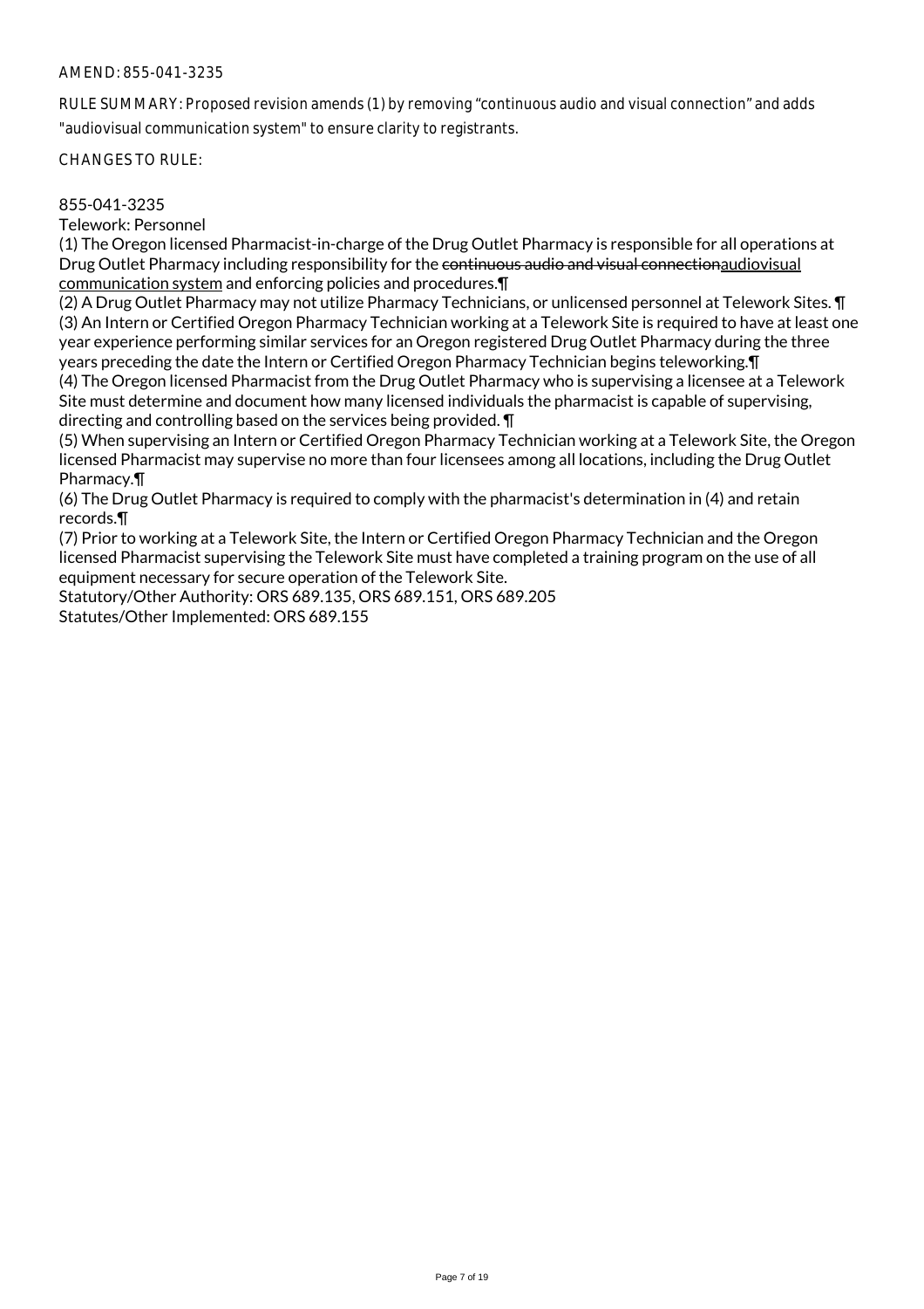AMEND: 855-041-3235

RULE SUMMARY: Proposed revision amends (1) by removing “continuous audio and visual connection” and adds "audiovisual communication system" to ensure clarity to registrants.

CHANGES TO RULE:

855-041-3235

Telework: Personnel

(1) The Oregon licensed Pharmacist-in-charge of the Drug Outlet Pharmacy is responsible for all operations at Drug Outlet Pharmacy including responsibility for the ~~continuous audio and visual connection~~<u>audiovisual communication system</u> and enforcing policies and procedures.¶

(2) A Drug Outlet Pharmacy may not utilize Pharmacy Technicians, or unlicensed personnel at Telework Sites. ¶

(3) An Intern or Certified Oregon Pharmacy Technician working at a Telework Site is required to have at least one year experience performing similar services for an Oregon registered Drug Outlet Pharmacy during the three years preceding the date the Intern or Certified Oregon Pharmacy Technician begins teleworking.¶

(4) The Oregon licensed Pharmacist from the Drug Outlet Pharmacy who is supervising a licensee at a Telework Site must determine and document how many licensed individuals the pharmacist is capable of supervising, directing and controlling based on the services being provided. ¶

(5) When supervising an Intern or Certified Oregon Pharmacy Technician working at a Telework Site, the Oregon licensed Pharmacist may supervise no more than four licensees among all locations, including the Drug Outlet Pharmacy.¶

(6) The Drug Outlet Pharmacy is required to comply with the pharmacist's determination in (4) and retain records.¶

(7) Prior to working at a Telework Site, the Intern or Certified Oregon Pharmacy Technician and the Oregon licensed Pharmacist supervising the Telework Site must have completed a training program on the use of all equipment necessary for secure operation of the Telework Site.

Statutory/Other Authority: ORS 689.135, ORS 689.151, ORS 689.205

Statutes/Other Implemented: ORS 689.155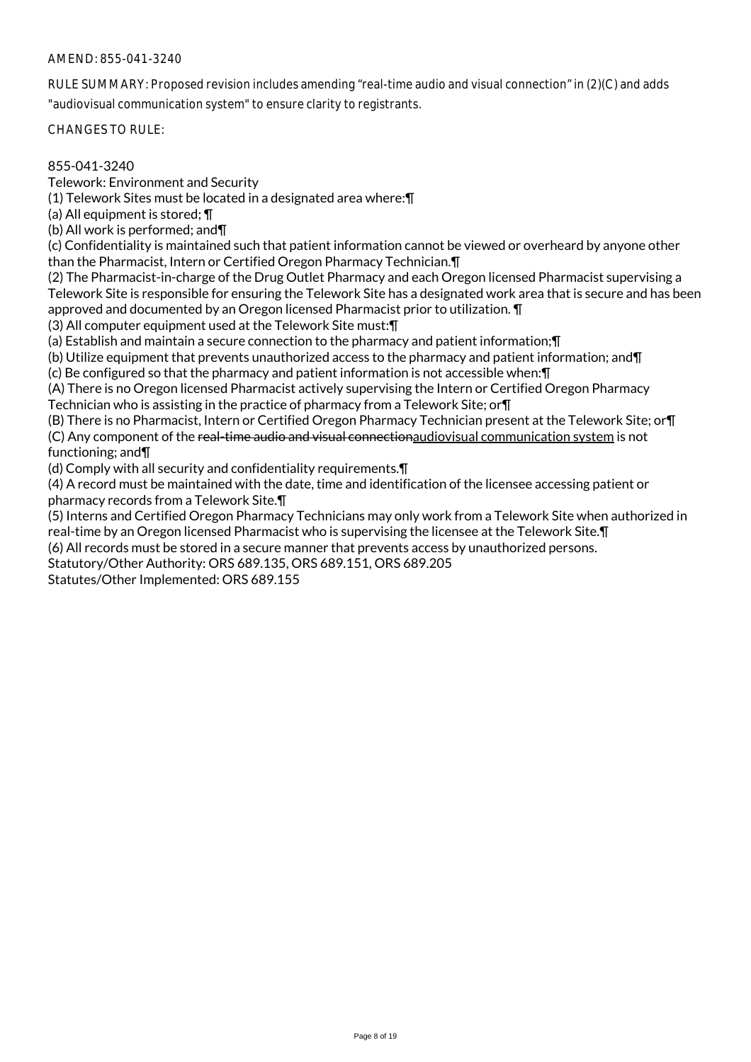AMEND: 855-041-3240

RULE SUMMARY: Proposed revision includes amending "real-time audio and visual connection" in (2)(C) and adds "audiovisual communication system" to ensure clarity to registrants.

CHANGES TO RULE:

855-041-3240
Telework: Environment and Security
(1) Telework Sites must be located in a designated area where:¶
(a) All equipment is stored; ¶
(b) All work is performed; and¶
(c) Confidentiality is maintained such that patient information cannot be viewed or overheard by anyone other than the Pharmacist, Intern or Certified Oregon Pharmacy Technician.¶
(2) The Pharmacist-in-charge of the Drug Outlet Pharmacy and each Oregon licensed Pharmacist supervising a Telework Site is responsible for ensuring the Telework Site has a designated work area that is secure and has been approved and documented by an Oregon licensed Pharmacist prior to utilization. ¶
(3) All computer equipment used at the Telework Site must:¶
(a) Establish and maintain a secure connection to the pharmacy and patient information;¶
(b) Utilize equipment that prevents unauthorized access to the pharmacy and patient information; and¶
(c) Be configured so that the pharmacy and patient information is not accessible when:¶
(A) There is no Oregon licensed Pharmacist actively supervising the Intern or Certified Oregon Pharmacy Technician who is assisting in the practice of pharmacy from a Telework Site; or¶
(B) There is no Pharmacist, Intern or Certified Oregon Pharmacy Technician present at the Telework Site; or¶
(C) Any component of the ~~real-time audio and visual connection~~audiovisual communication system is not functioning; and¶
(d) Comply with all security and confidentiality requirements.¶
(4) A record must be maintained with the date, time and identification of the licensee accessing patient or pharmacy records from a Telework Site.¶
(5) Interns and Certified Oregon Pharmacy Technicians may only work from a Telework Site when authorized in real-time by an Oregon licensed Pharmacist who is supervising the licensee at the Telework Site.¶
(6) All records must be stored in a secure manner that prevents access by unauthorized persons.
Statutory/Other Authority: ORS 689.135, ORS 689.151, ORS 689.205
Statutes/Other Implemented: ORS 689.155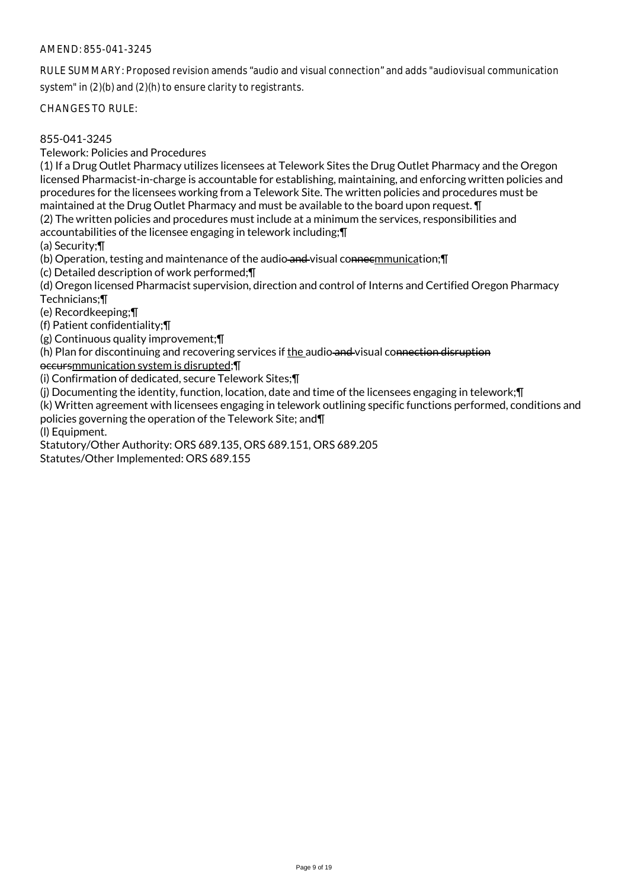AMEND: 855-041-3245

RULE SUMMARY: Proposed revision amends "audio and visual connection" and adds "audiovisual communication system" in (2)(b) and (2)(h) to ensure clarity to registrants.

CHANGES TO RULE:

855-041-3245
Telework: Policies and Procedures

(1) If a Drug Outlet Pharmacy utilizes licensees at Telework Sites the Drug Outlet Pharmacy and the Oregon licensed Pharmacist-in-charge is accountable for establishing, maintaining, and enforcing written policies and procedures for the licensees working from a Telework Site. The written policies and procedures must be maintained at the Drug Outlet Pharmacy and must be available to the board upon request. ¶

(2) The written policies and procedures must include at a minimum the services, responsibilities and accountabilities of the licensee engaging in telework including;¶

(a) Security;¶

(b) Operation, testing and maintenance of the audio ~~and~~ visual co~~nnec~~mmunication;¶

(c) Detailed description of work performed;¶

(d) Oregon licensed Pharmacist supervision, direction and control of Interns and Certified Oregon Pharmacy Technicians;¶

(e) Recordkeeping;¶

(f) Patient confidentiality;¶

(g) Continuous quality improvement;¶

(h) Plan for discontinuing and recovering services if the audio ~~and~~ visual co~~nnection disruption occurs~~mmunication system is disrupted;¶

(i) Confirmation of dedicated, secure Telework Sites;¶

(j) Documenting the identity, function, location, date and time of the licensees engaging in telework;¶

(k) Written agreement with licensees engaging in telework outlining specific functions performed, conditions and policies governing the operation of the Telework Site; and¶

(l) Equipment.

Statutory/Other Authority: ORS 689.135, ORS 689.151, ORS 689.205
Statutes/Other Implemented: ORS 689.155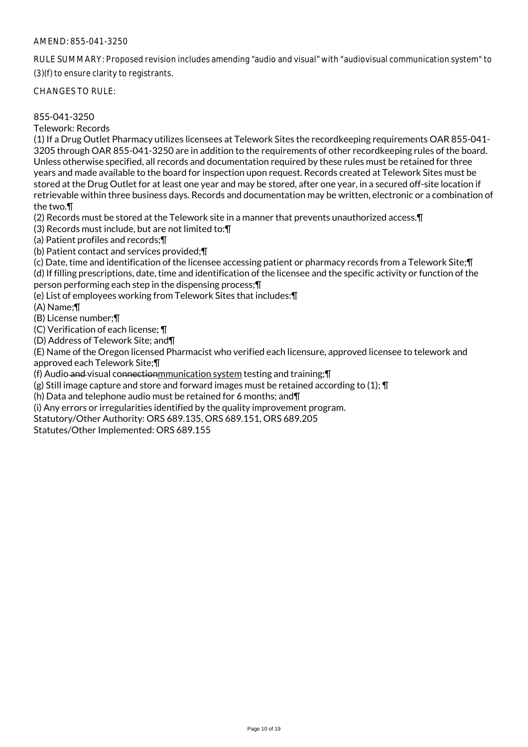AMEND: 855-041-3250

RULE SUMMARY: Proposed revision includes amending "audio and visual" with "audiovisual communication system" to (3)(f) to ensure clarity to registrants.

CHANGES TO RULE:

855-041-3250
Telework: Records

(1) If a Drug Outlet Pharmacy utilizes licensees at Telework Sites the recordkeeping requirements OAR 855-041-3205 through OAR 855-041-3250 are in addition to the requirements of other recordkeeping rules of the board. Unless otherwise specified, all records and documentation required by these rules must be retained for three years and made available to the board for inspection upon request. Records created at Telework Sites must be stored at the Drug Outlet for at least one year and may be stored, after one year, in a secured off-site location if retrievable within three business days. Records and documentation may be written, electronic or a combination of the two.¶

(2) Records must be stored at the Telework site in a manner that prevents unauthorized access.¶

(3) Records must include, but are not limited to:¶

(a) Patient profiles and records;¶

(b) Patient contact and services provided;¶

(c) Date, time and identification of the licensee accessing patient or pharmacy records from a Telework Site;¶

(d) If filling prescriptions, date, time and identification of the licensee and the specific activity or function of the person performing each step in the dispensing process;¶

(e) List of employees working from Telework Sites that includes:¶

(A) Name;¶

(B) License number;¶

(C) Verification of each license; ¶

(D) Address of Telework Site; and¶

(E) Name of the Oregon licensed Pharmacist who verified each licensure, approved licensee to telework and approved each Telework Site;¶

(f) Audio ~~and~~ visual co~~nnection~~mmunication system testing and training;¶

(g) Still image capture and store and forward images must be retained according to (1); ¶

(h) Data and telephone audio must be retained for 6 months; and¶

(i) Any errors or irregularities identified by the quality improvement program.

Statutory/Other Authority: ORS 689.135, ORS 689.151, ORS 689.205

Statutes/Other Implemented: ORS 689.155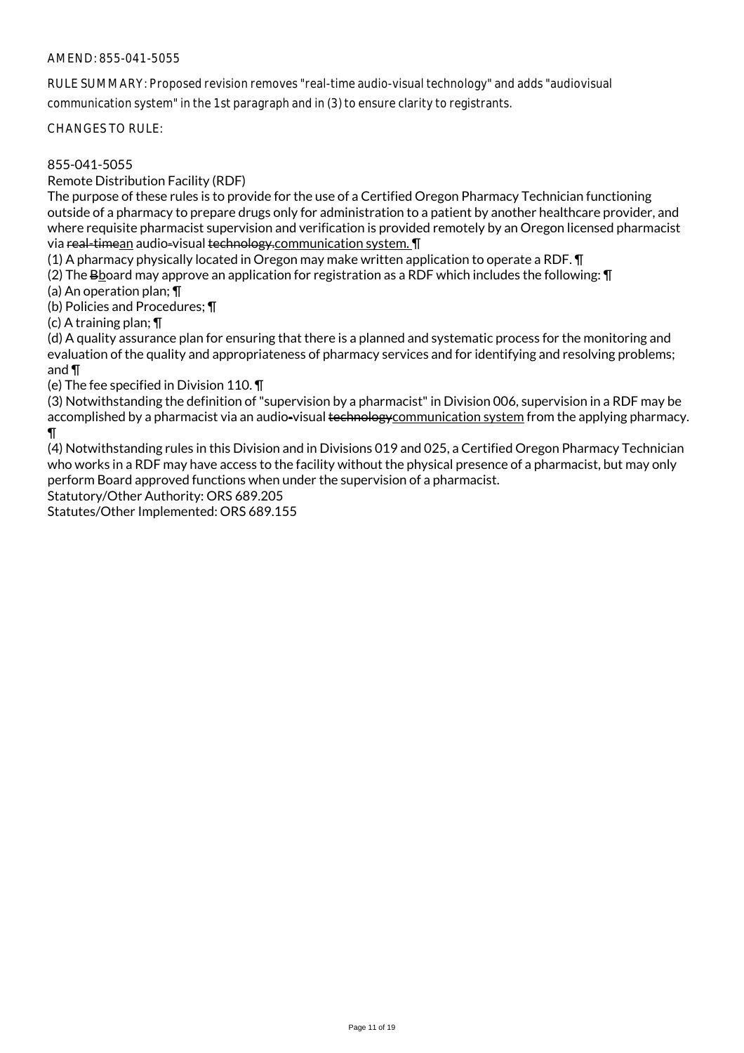AMEND: 855-041-5055

RULE SUMMARY: Proposed revision removes "real-time audio-visual technology" and adds "audiovisual communication system" in the 1st paragraph and in (3) to ensure clarity to registrants.

CHANGES TO RULE:

855-041-5055
Remote Distribution Facility (RDF)
The purpose of these rules is to provide for the use of a Certified Oregon Pharmacy Technician functioning outside of a pharmacy to prepare drugs only for administration to a patient by another healthcare provider, and where requisite pharmacist supervision and verification is provided remotely by an Oregon licensed pharmacist via ~~real-time~~an audio-visual ~~technology.~~communication system. ¶
(1) A pharmacy physically located in Oregon may make written application to operate a RDF. ¶
(2) The ~~B~~board may approve an application for registration as a RDF which includes the following: ¶
(a) An operation plan; ¶
(b) Policies and Procedures; ¶
(c) A training plan; ¶
(d) A quality assurance plan for ensuring that there is a planned and systematic process for the monitoring and evaluation of the quality and appropriateness of pharmacy services and for identifying and resolving problems; and ¶
(e) The fee specified in Division 110. ¶
(3) Notwithstanding the definition of "supervision by a pharmacist" in Division 006, supervision in a RDF may be accomplished by a pharmacist via an audio-visual ~~technology~~communication system from the applying pharmacy. ¶
(4) Notwithstanding rules in this Division and in Divisions 019 and 025, a Certified Oregon Pharmacy Technician who works in a RDF may have access to the facility without the physical presence of a pharmacist, but may only perform Board approved functions when under the supervision of a pharmacist.
Statutory/Other Authority: ORS 689.205
Statutes/Other Implemented: ORS 689.155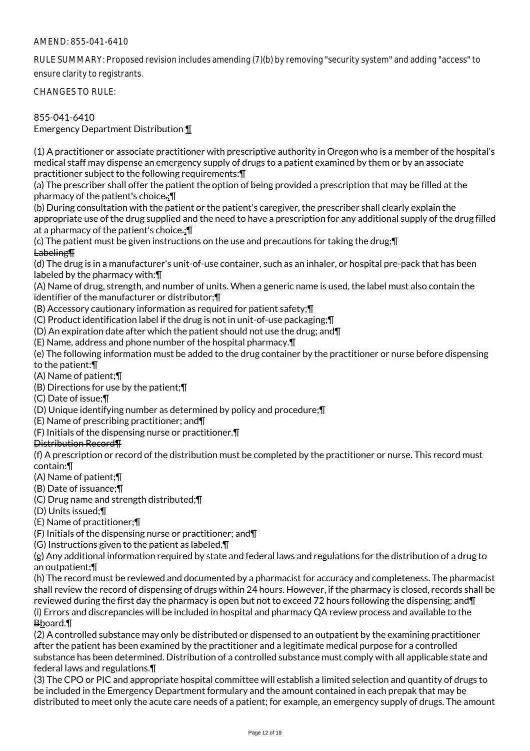AMEND: 855-041-6410

RULE SUMMARY: Proposed revision includes amending (7)(b) by removing "security system" and adding "access" to ensure clarity to registrants.

CHANGES TO RULE:

855-041-6410
Emergency Department Distribution ¶

(1) A practitioner or associate practitioner with prescriptive authority in Oregon who is a member of the hospital's medical staff may dispense an emergency supply of drugs to a patient examined by them or by an associate practitioner subject to the following requirements:¶
(a) The prescriber shall offer the patient the option of being provided a prescription that may be filled at the pharmacy of the patient's choice~~.~~;¶
(b) During consultation with the patient or the patient's caregiver, the prescriber shall clearly explain the appropriate use of the drug supplied and the need to have a prescription for any additional supply of the drug filled at a pharmacy of the patient's choice~~.~~;¶
(c) The patient must be given instructions on the use and precautions for taking the drug;¶
~~Labeling¶~~
(d) The drug is in a manufacturer's unit-of-use container, such as an inhaler, or hospital pre-pack that has been labeled by the pharmacy with:¶
(A) Name of drug, strength, and number of units. When a generic name is used, the label must also contain the identifier of the manufacturer or distributor;¶
(B) Accessory cautionary information as required for patient safety;¶
(C) Product identification label if the drug is not in unit-of-use packaging;¶
(D) An expiration date after which the patient should not use the drug; and¶
(E) Name, address and phone number of the hospital pharmacy.¶
(e) The following information must be added to the drug container by the practitioner or nurse before dispensing to the patient:¶
(A) Name of patient;¶
(B) Directions for use by the patient;¶
(C) Date of issue;¶
(D) Unique identifying number as determined by policy and procedure;¶
(E) Name of prescribing practitioner; and¶
(F) Initials of the dispensing nurse or practitioner.¶
~~Distribution Record¶~~
(f) A prescription or record of the distribution must be completed by the practitioner or nurse. This record must contain:¶
(A) Name of patient;¶
(B) Date of issuance;¶
(C) Drug name and strength distributed;¶
(D) Units issued;¶
(E) Name of practitioner;¶
(F) Initials of the dispensing nurse or practitioner; and¶
(G) Instructions given to the patient as labeled.¶
(g) Any additional information required by state and federal laws and regulations for the distribution of a drug to an outpatient;¶
(h) The record must be reviewed and documented by a pharmacist for accuracy and completeness. The pharmacist shall review the record of dispensing of drugs within 24 hours. However, if the pharmacy is closed, records shall be reviewed during the first day the pharmacy is open but not to exceed 72 hours following the dispensing; and¶
(i) Errors and discrepancies will be included in hospital and pharmacy QA review process and available to the ~~B~~board.¶
(2) A controlled substance may only be distributed or dispensed to an outpatient by the examining practitioner after the patient has been examined by the practitioner and a legitimate medical purpose for a controlled substance has been determined. Distribution of a controlled substance must comply with all applicable state and federal laws and regulations.¶
(3) The CPO or PIC and appropriate hospital committee will establish a limited selection and quantity of drugs to be included in the Emergency Department formulary and the amount contained in each prepak that may be distributed to meet only the acute care needs of a patient; for example, an emergency supply of drugs. The amount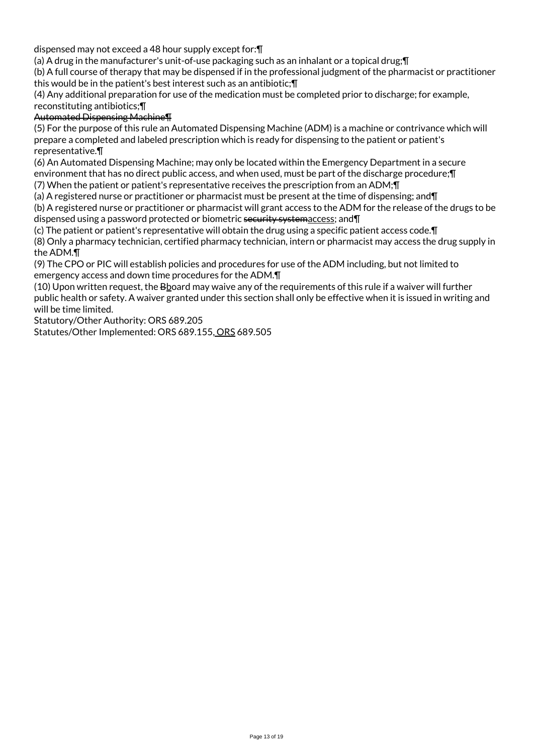dispensed may not exceed a 48 hour supply except for:¶
(a) A drug in the manufacturer's unit-of-use packaging such as an inhalant or a topical drug;¶
(b) A full course of therapy that may be dispensed if in the professional judgment of the pharmacist or practitioner this would be in the patient's best interest such as an antibiotic;¶
(4) Any additional preparation for use of the medication must be completed prior to discharge; for example, reconstituting antibiotics;¶
~~Automated Dispensing Machine¶~~
(5) For the purpose of this rule an Automated Dispensing Machine (ADM) is a machine or contrivance which will prepare a completed and labeled prescription which is ready for dispensing to the patient or patient's representative.¶
(6) An Automated Dispensing Machine; may only be located within the Emergency Department in a secure environment that has no direct public access, and when used, must be part of the discharge procedure;¶
(7) When the patient or patient's representative receives the prescription from an ADM;¶
(a) A registered nurse or practitioner or pharmacist must be present at the time of dispensing; and¶
(b) A registered nurse or practitioner or pharmacist will grant access to the ADM for the release of the drugs to be dispensed using a password protected or biometric ~~security system~~<u>access</u>; and¶
(c) The patient or patient's representative will obtain the drug using a specific patient access code.¶
(8) Only a pharmacy technician, certified pharmacy technician, intern or pharmacist may access the drug supply in the ADM.¶
(9) The CPO or PIC will establish policies and procedures for use of the ADM including, but not limited to emergency access and down time procedures for the ADM.¶
(10) Upon written request, the ~~B~~<u>b</u>oard may waive any of the requirements of this rule if a waiver will further public health or safety. A waiver granted under this section shall only be effective when it is issued in writing and will be time limited.
Statutory/Other Authority: ORS 689.205
Statutes/Other Implemented: ORS 689.155<u>, ORS</u> 689.505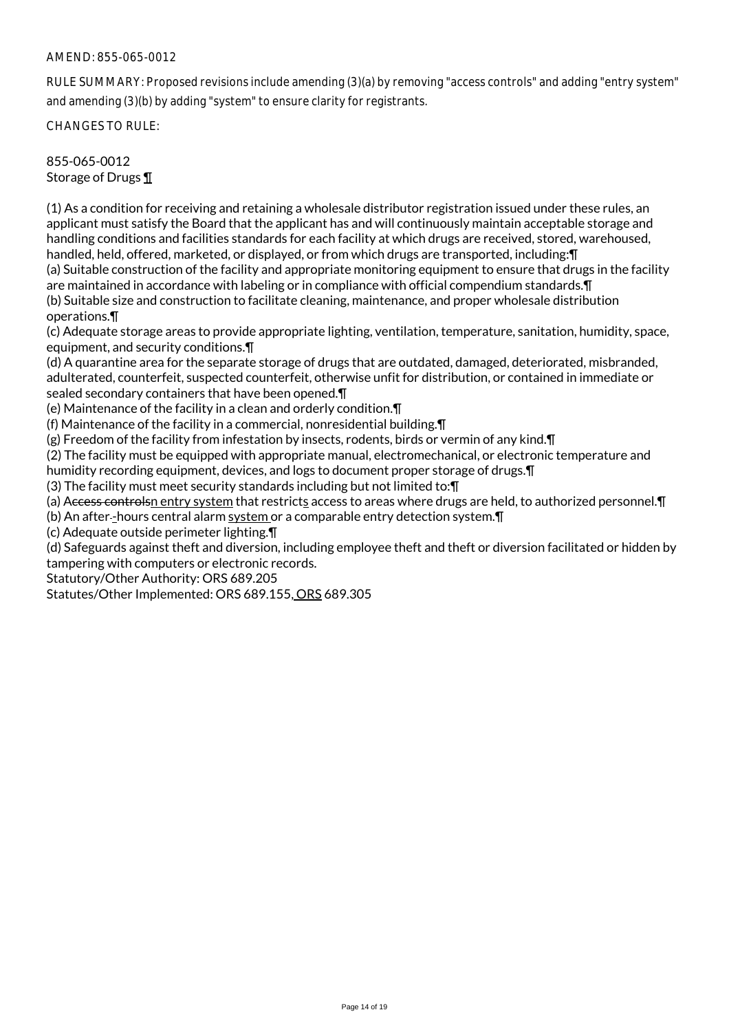AMEND: 855-065-0012

RULE SUMMARY: Proposed revisions include amending (3)(a) by removing "access controls" and adding "entry system" and amending (3)(b) by adding "system" to ensure clarity for registrants.

CHANGES TO RULE:

855-065-0012
Storage of Drugs ¶

(1) As a condition for receiving and retaining a wholesale distributor registration issued under these rules, an applicant must satisfy the Board that the applicant has and will continuously maintain acceptable storage and handling conditions and facilities standards for each facility at which drugs are received, stored, warehoused, handled, held, offered, marketed, or displayed, or from which drugs are transported, including:¶
(a) Suitable construction of the facility and appropriate monitoring equipment to ensure that drugs in the facility are maintained in accordance with labeling or in compliance with official compendium standards.¶
(b) Suitable size and construction to facilitate cleaning, maintenance, and proper wholesale distribution operations.¶
(c) Adequate storage areas to provide appropriate lighting, ventilation, temperature, sanitation, humidity, space, equipment, and security conditions.¶
(d) A quarantine area for the separate storage of drugs that are outdated, damaged, deteriorated, misbranded, adulterated, counterfeit, suspected counterfeit, otherwise unfit for distribution, or contained in immediate or sealed secondary containers that have been opened.¶
(e) Maintenance of the facility in a clean and orderly condition.¶
(f) Maintenance of the facility in a commercial, nonresidential building.¶
(g) Freedom of the facility from infestation by insects, rodents, birds or vermin of any kind.¶
(2) The facility must be equipped with appropriate manual, electromechanical, or electronic temperature and humidity recording equipment, devices, and logs to document proper storage of drugs.¶
(3) The facility must meet security standards including but not limited to:¶
(a) A~~ccess controls~~n entry system that restricts access to areas where drugs are held, to authorized personnel.¶
(b) An after~~-~~-hours central alarm system or a comparable entry detection system.¶
(c) Adequate outside perimeter lighting.¶
(d) Safeguards against theft and diversion, including employee theft and theft or diversion facilitated or hidden by tampering with computers or electronic records.
Statutory/Other Authority: ORS 689.205
Statutes/Other Implemented: ORS 689.155, ORS 689.305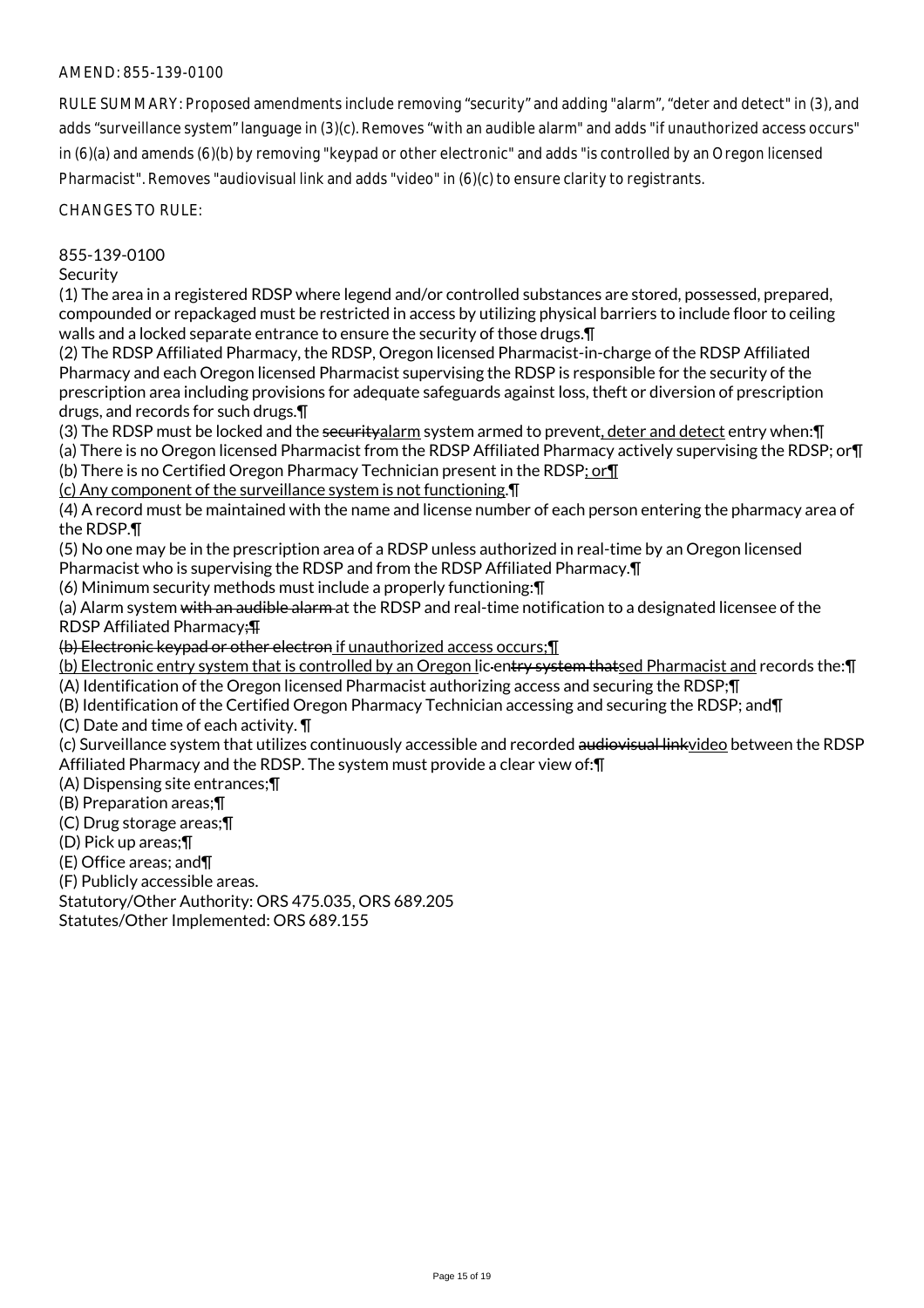AMEND: 855-139-0100

RULE SUMMARY: Proposed amendments include removing "security" and adding "alarm", "deter and detect" in (3), and adds "surveillance system" language in (3)(c). Removes "with an audible alarm" and adds "if unauthorized access occurs" in (6)(a) and amends (6)(b) by removing "keypad or other electronic" and adds "is controlled by an Oregon licensed Pharmacist". Removes "audiovisual link and adds "video" in (6)(c) to ensure clarity to registrants.

CHANGES TO RULE:

855-139-0100
Security

(1) The area in a registered RDSP where legend and/or controlled substances are stored, possessed, prepared, compounded or repackaged must be restricted in access by utilizing physical barriers to include floor to ceiling walls and a locked separate entrance to ensure the security of those drugs.¶

(2) The RDSP Affiliated Pharmacy, the RDSP, Oregon licensed Pharmacist-in-charge of the RDSP Affiliated Pharmacy and each Oregon licensed Pharmacist supervising the RDSP is responsible for the security of the prescription area including provisions for adequate safeguards against loss, theft or diversion of prescription drugs, and records for such drugs.¶

(3) The RDSP must be locked and the ~~security~~alarm system armed to prevent, deter and detect entry when:¶

(a) There is no Oregon licensed Pharmacist from the RDSP Affiliated Pharmacy actively supervising the RDSP; or¶

(b) There is no Certified Oregon Pharmacy Technician present in the RDSP; or¶

(c) Any component of the surveillance system is not functioning.¶

(4) A record must be maintained with the name and license number of each person entering the pharmacy area of the RDSP.¶

(5) No one may be in the prescription area of a RDSP unless authorized in real-time by an Oregon licensed Pharmacist who is supervising the RDSP and from the RDSP Affiliated Pharmacy.¶

(6) Minimum security methods must include a properly functioning:¶

(a) Alarm system ~~with an audible alarm~~ at the RDSP and real-time notification to a designated licensee of the RDSP Affiliated Pharmacy~~;¶~~

~~(b) Electronic keypad or other electron~~ if unauthorized access occurs;¶

(b) Electronic entry system that is controlled by an Oregon lic~~-entry system that~~sed Pharmacist and records the:¶

(A) Identification of the Oregon licensed Pharmacist authorizing access and securing the RDSP;¶

(B) Identification of the Certified Oregon Pharmacy Technician accessing and securing the RDSP; and¶

(C) Date and time of each activity. ¶

(c) Surveillance system that utilizes continuously accessible and recorded ~~audiovisual link~~video between the RDSP Affiliated Pharmacy and the RDSP. The system must provide a clear view of:¶

(A) Dispensing site entrances;¶

(B) Preparation areas;¶

(C) Drug storage areas;¶

(D) Pick up areas;¶

(E) Office areas; and¶

(F) Publicly accessible areas.

Statutory/Other Authority: ORS 475.035, ORS 689.205
Statutes/Other Implemented: ORS 689.155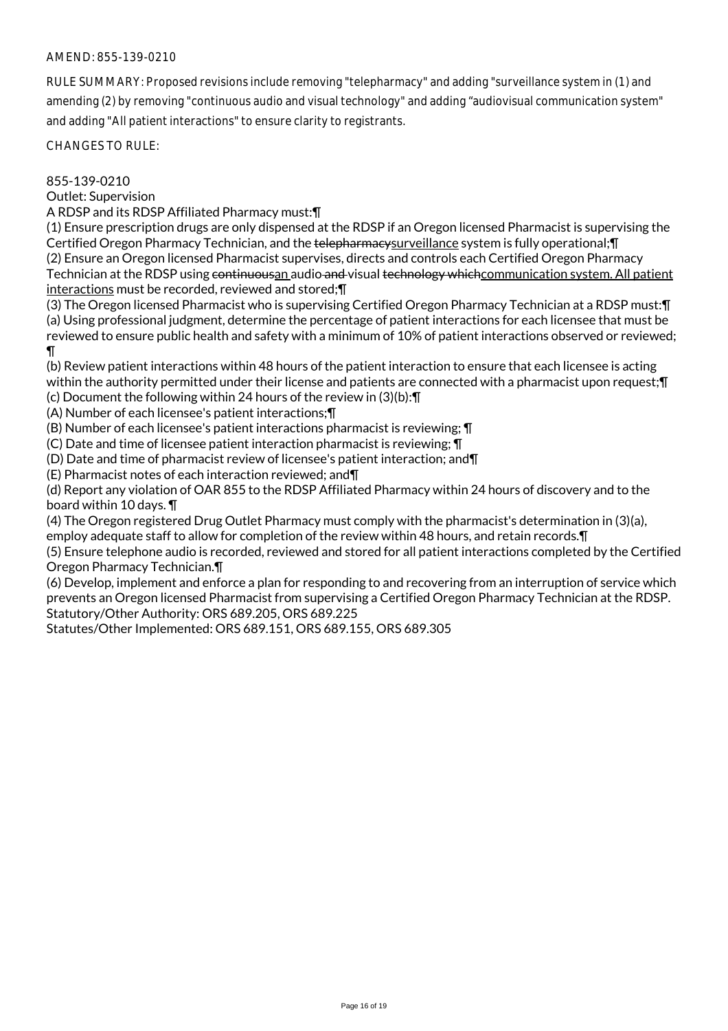AMEND: 855-139-0210

RULE SUMMARY: Proposed revisions include removing "telepharmacy" and adding "surveillance system in (1) and amending (2) by removing "continuous audio and visual technology" and adding "audiovisual communication system" and adding "All patient interactions" to ensure clarity to registrants.

CHANGES TO RULE:

855-139-0210
Outlet: Supervision

A RDSP and its RDSP Affiliated Pharmacy must:¶

(1) Ensure prescription drugs are only dispensed at the RDSP if an Oregon licensed Pharmacist is supervising the Certified Oregon Pharmacy Technician, and the ~~telepharmacy~~<u>surveillance</u> system is fully operational;¶

(2) Ensure an Oregon licensed Pharmacist supervises, directs and controls each Certified Oregon Pharmacy Technician at the RDSP using ~~continuous~~<u>an</u> audio~~ and~~ visual ~~technology which~~<u>communication system. All patient interactions</u> must be recorded, reviewed and stored;¶

(3) The Oregon licensed Pharmacist who is supervising Certified Oregon Pharmacy Technician at a RDSP must:¶

(a) Using professional judgment, determine the percentage of patient interactions for each licensee that must be reviewed to ensure public health and safety with a minimum of 10% of patient interactions observed or reviewed;¶

(b) Review patient interactions within 48 hours of the patient interaction to ensure that each licensee is acting within the authority permitted under their license and patients are connected with a pharmacist upon request;¶

(c) Document the following within 24 hours of the review in (3)(b):¶

(A) Number of each licensee's patient interactions;¶

(B) Number of each licensee's patient interactions pharmacist is reviewing; ¶

(C) Date and time of licensee patient interaction pharmacist is reviewing; ¶

(D) Date and time of pharmacist review of licensee's patient interaction; and¶

(E) Pharmacist notes of each interaction reviewed; and¶

(d) Report any violation of OAR 855 to the RDSP Affiliated Pharmacy within 24 hours of discovery and to the board within 10 days. ¶

(4) The Oregon registered Drug Outlet Pharmacy must comply with the pharmacist's determination in (3)(a), employ adequate staff to allow for completion of the review within 48 hours, and retain records.¶

(5) Ensure telephone audio is recorded, reviewed and stored for all patient interactions completed by the Certified Oregon Pharmacy Technician.¶

(6) Develop, implement and enforce a plan for responding to and recovering from an interruption of service which prevents an Oregon licensed Pharmacist from supervising a Certified Oregon Pharmacy Technician at the RDSP.

Statutory/Other Authority: ORS 689.205, ORS 689.225

Statutes/Other Implemented: ORS 689.151, ORS 689.155, ORS 689.305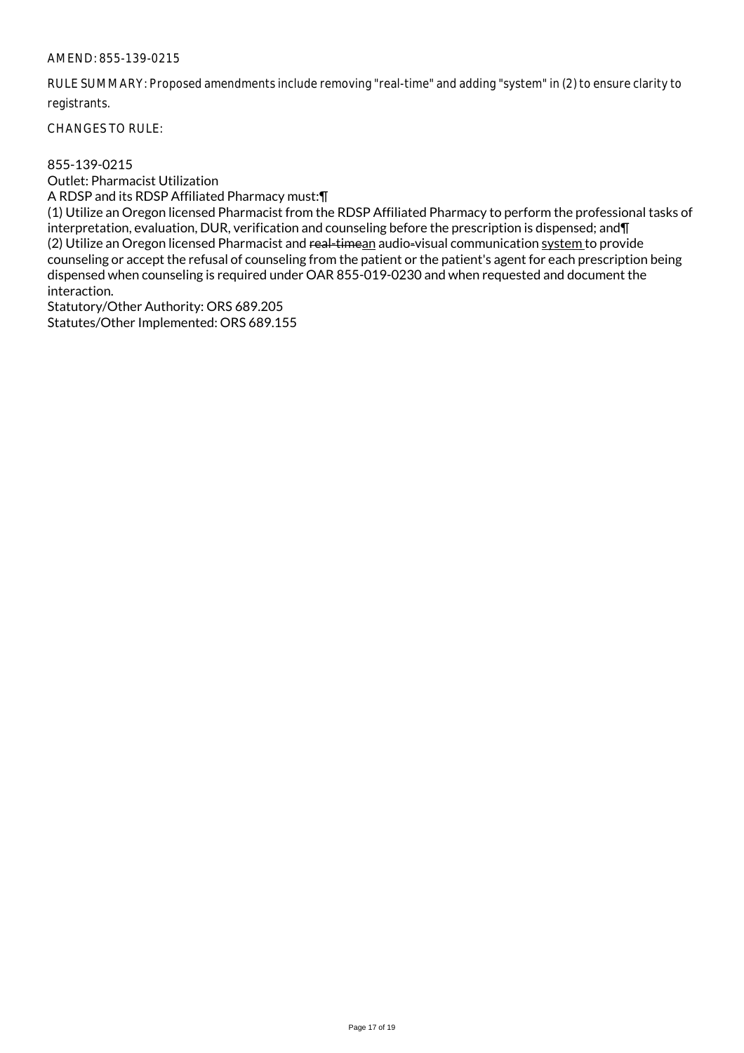AMEND: 855-139-0215

RULE SUMMARY: Proposed amendments include removing "real-time" and adding "system" in (2) to ensure clarity to registrants.

CHANGES TO RULE:

855-139-0215
Outlet: Pharmacist Utilization
A RDSP and its RDSP Affiliated Pharmacy must:¶
(1) Utilize an Oregon licensed Pharmacist from the RDSP Affiliated Pharmacy to perform the professional tasks of interpretation, evaluation, DUR, verification and counseling before the prescription is dispensed; and¶
(2) Utilize an Oregon licensed Pharmacist and ~~real-time~~an audio-visual communication system to provide counseling or accept the refusal of counseling from the patient or the patient's agent for each prescription being dispensed when counseling is required under OAR 855-019-0230 and when requested and document the interaction.
Statutory/Other Authority: ORS 689.205
Statutes/Other Implemented: ORS 689.155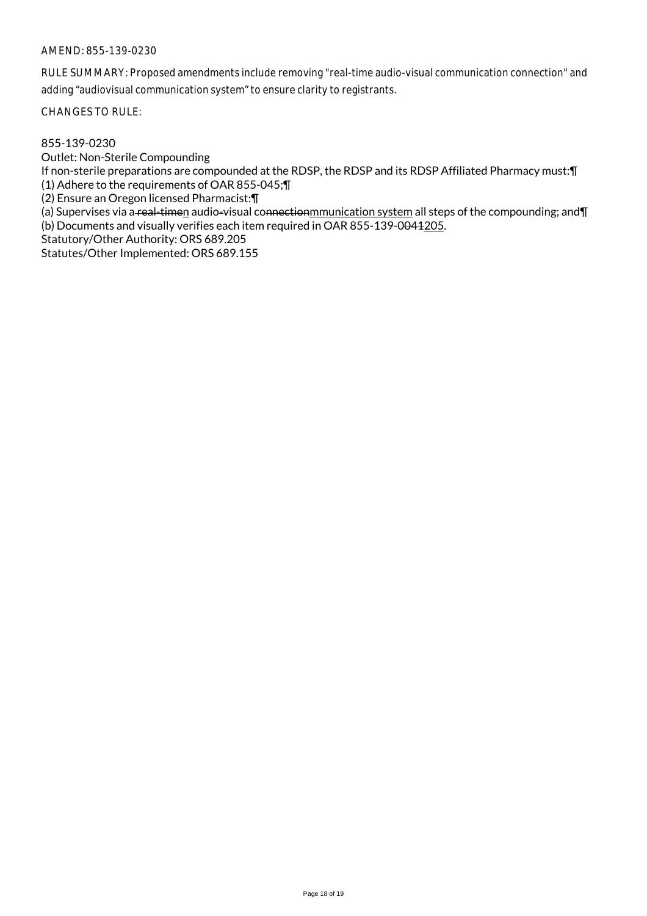AMEND: 855-139-0230

RULE SUMMARY: Proposed amendments include removing "real-time audio-visual communication connection" and adding "audiovisual communication system" to ensure clarity to registrants.

CHANGES TO RULE:

855-139-0230
Outlet: Non-Sterile Compounding
If non-sterile preparations are compounded at the RDSP, the RDSP and its RDSP Affiliated Pharmacy must:¶
(1) Adhere to the requirements of OAR 855-045;¶
(2) Ensure an Oregon licensed Pharmacist:¶
(a) Supervises via a ~~real-time~~n audio~~-~~visual co~~nnection~~mmunication system all steps of the compounding; and¶
(b) Documents and visually verifies each item required in OAR 855-139-0~~041~~205.
Statutory/Other Authority: ORS 689.205
Statutes/Other Implemented: ORS 689.155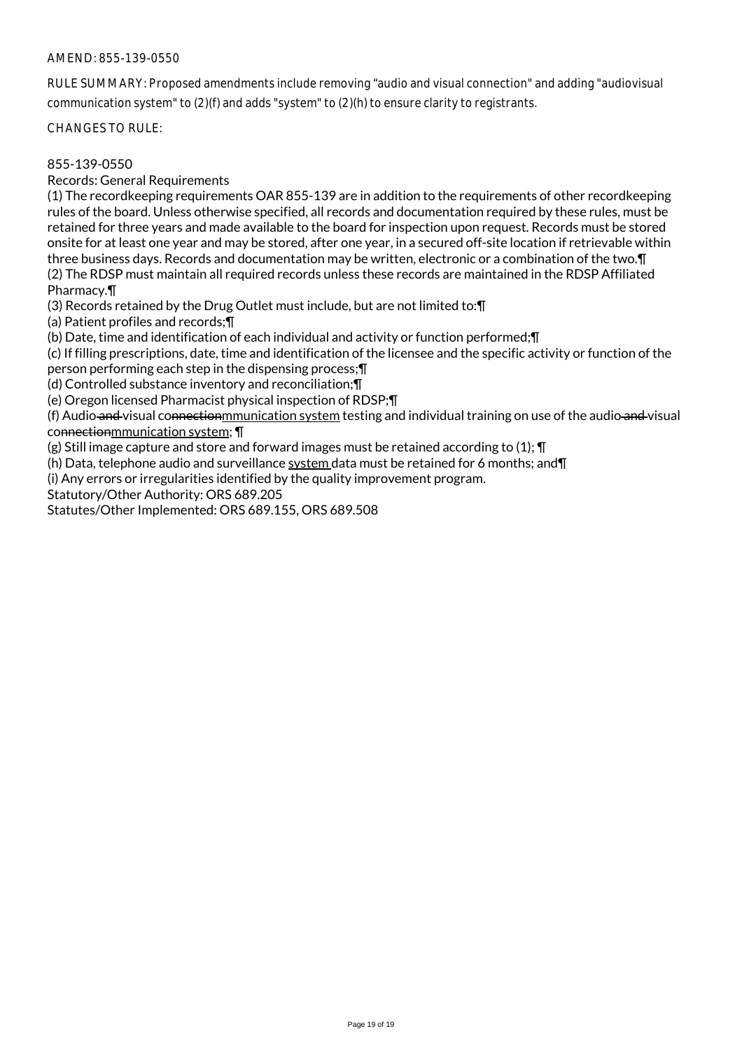AMEND: 855-139-0550

RULE SUMMARY: Proposed amendments include removing “audio and visual connection" and adding "audiovisual communication system" to (2)(f) and adds "system" to (2)(h) to ensure clarity to registrants.

CHANGES TO RULE:

855-139-0550
Records: General Requirements

(1) The recordkeeping requirements OAR 855-139 are in addition to the requirements of other recordkeeping rules of the board. Unless otherwise specified, all records and documentation required by these rules, must be retained for three years and made available to the board for inspection upon request. Records must be stored onsite for at least one year and may be stored, after one year, in a secured off-site location if retrievable within three business days. Records and documentation may be written, electronic or a combination of the two.¶
(2) The RDSP must maintain all required records unless these records are maintained in the RDSP Affiliated Pharmacy.¶
(3) Records retained by the Drug Outlet must include, but are not limited to:¶
(a) Patient profiles and records;¶
(b) Date, time and identification of each individual and activity or function performed;¶
(c) If filling prescriptions, date, time and identification of the licensee and the specific activity or function of the person performing each step in the dispensing process;¶
(d) Controlled substance inventory and reconciliation;¶
(e) Oregon licensed Pharmacist physical inspection of RDSP;¶
(f) Audio ~~and~~ visual co~~nnection~~<u>mmunication system</u> testing and individual training on use of the audio ~~and~~ visual co~~nnection~~<u>mmunication system</u>; ¶
(g) Still image capture and store and forward images must be retained according to (1); ¶
(h) Data, telephone audio and surveillance <u>system</u> data must be retained for 6 months; and¶
(i) Any errors or irregularities identified by the quality improvement program.

Statutory/Other Authority: ORS 689.205
Statutes/Other Implemented: ORS 689.155, ORS 689.508